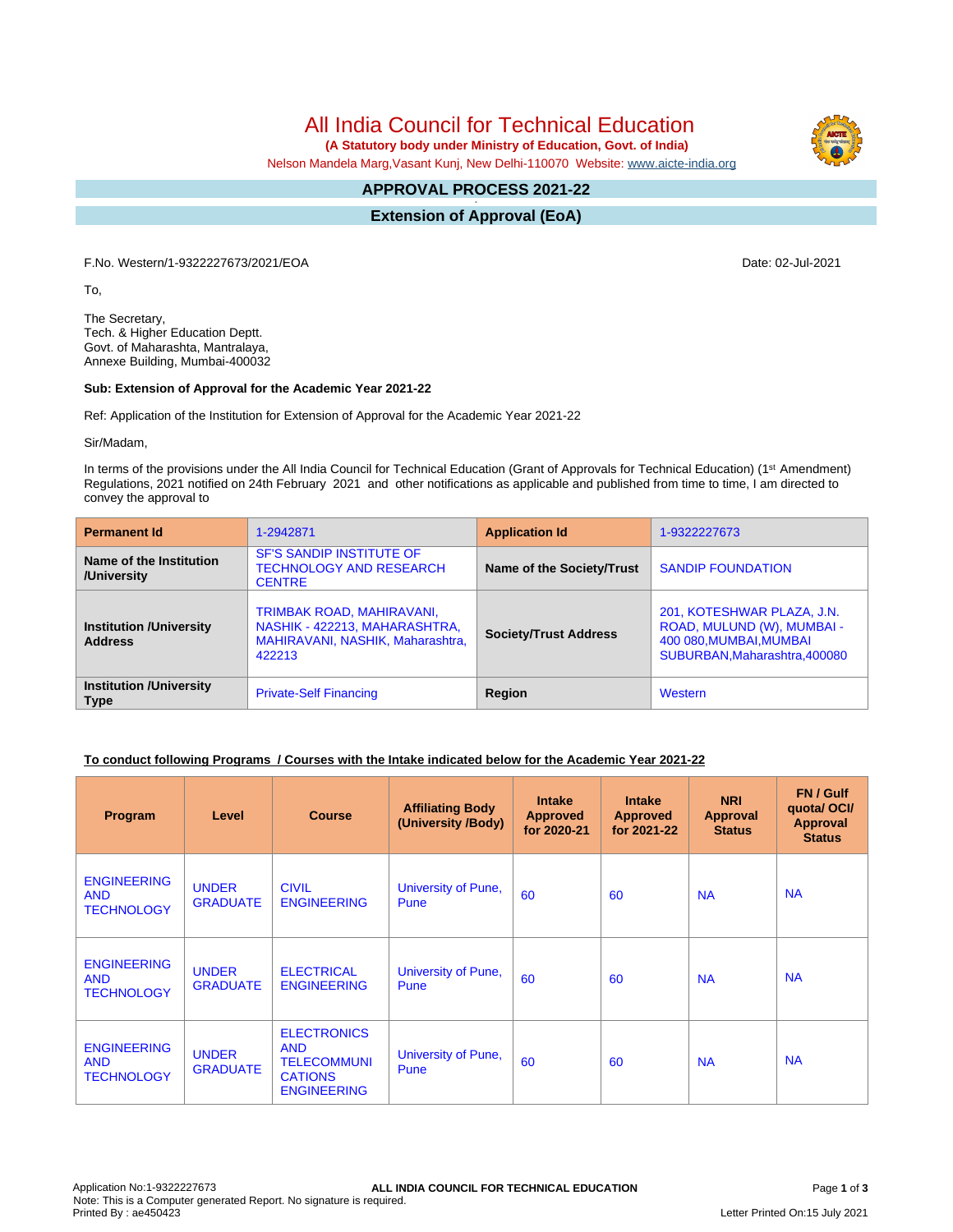# All India Council for Technical Education

**(A Statutory body under Ministry of Education, Govt. of India)**

Nelson Mandela Marg,Vasant Kunj, New Delhi-110070 Website: www.aicte-india.org

## APPROVAL PROCESS 2021-22

## Extension of Approval (EoA)

F.No. Western/1-9322227673/2021/EOA

Date: 02-Jul-2021

To,

The Secretary,
Tech. & Higher Education Deptt.
Govt. of Maharashta, Mantralaya,
Annexe Building, Mumbai-400032

**Sub: Extension of Approval for the Academic Year 2021-22**

Ref: Application of the Institution for Extension of Approval for the Academic Year 2021-22

Sir/Madam,

In terms of the provisions under the All India Council for Technical Education (Grant of Approvals for Technical Education) (1st Amendment) Regulations, 2021 notified on 24th February 2021 and other notifications as applicable and published from time to time, I am directed to convey the approval to

| **Permanent Id** | 1-2942871 | **Application Id** | 1-9322227673 |
|---|---|---|---|
| **Name of the Institution /University** | SF'S SANDIP INSTITUTE OF TECHNOLOGY AND RESEARCH CENTRE | **Name of the Society/Trust** | SANDIP FOUNDATION |
| **Institution /University Address** | TRIMBAK ROAD, MAHIRAVANI, NASHIK - 422213, MAHARASHTRA, MAHIRAVANI, NASHIK, Maharashtra, 422213 | **Society/Trust Address** | 201, KOTESHWAR PLAZA, J.N. ROAD, MULUND (W), MUMBAI - 400 080,MUMBAI,MUMBAI SUBURBAN,Maharashtra,400080 |
| **Institution /University Type** | Private-Self Financing | **Region** | Western |

**To conduct following Programs / Courses with the Intake indicated below for the Academic Year 2021-22**

| Program | Level | Course | Affiliating Body (University /Body) | Intake Approved for 2020-21 | Intake Approved for 2021-22 | NRI Approval Status | FN / Gulf quota/ OCI/ Approval Status |
|---|---|---|---|---|---|---|---|
| ENGINEERING AND TECHNOLOGY | UNDER GRADUATE | CIVIL ENGINEERING | University of Pune, Pune | 60 | 60 | NA | NA |
| ENGINEERING AND TECHNOLOGY | UNDER GRADUATE | ELECTRICAL ENGINEERING | University of Pune, Pune | 60 | 60 | NA | NA |
| ENGINEERING AND TECHNOLOGY | UNDER GRADUATE | ELECTRONICS AND TELECOMMUNICATIONS ENGINEERING | University of Pune, Pune | 60 | 60 | NA | NA |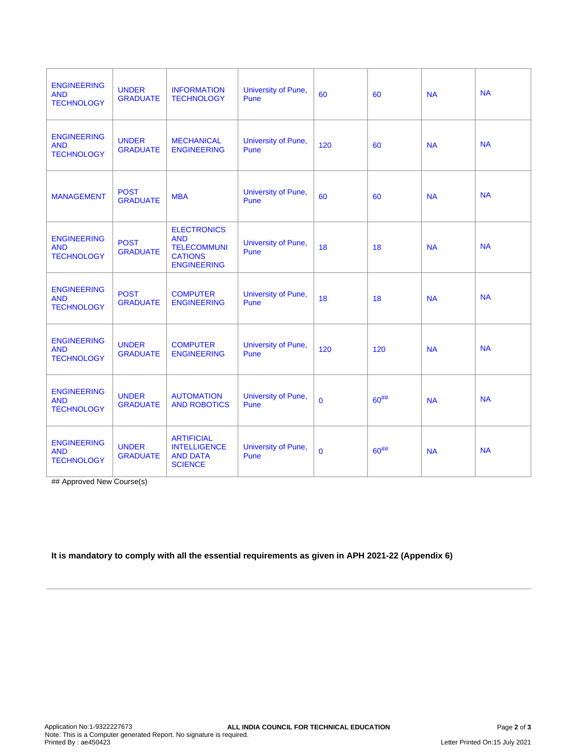| | | | | | | | |
|---|---|---|---|---|---|---|---|
| ENGINEERING AND TECHNOLOGY | UNDER GRADUATE | INFORMATION TECHNOLOGY | University of Pune, Pune | 60 | 60 | NA | NA |
| ENGINEERING AND TECHNOLOGY | UNDER GRADUATE | MECHANICAL ENGINEERING | University of Pune, Pune | 120 | 60 | NA | NA |
| MANAGEMENT | POST GRADUATE | MBA | University of Pune, Pune | 60 | 60 | NA | NA |
| ENGINEERING AND TECHNOLOGY | POST GRADUATE | ELECTRONICS AND TELECOMMUNICATIONS ENGINEERING | University of Pune, Pune | 18 | 18 | NA | NA |
| ENGINEERING AND TECHNOLOGY | POST GRADUATE | COMPUTER ENGINEERING | University of Pune, Pune | 18 | 18 | NA | NA |
| ENGINEERING AND TECHNOLOGY | UNDER GRADUATE | COMPUTER ENGINEERING | University of Pune, Pune | 120 | 120 | NA | NA |
| ENGINEERING AND TECHNOLOGY | UNDER GRADUATE | AUTOMATION AND ROBOTICS | University of Pune, Pune | 0 | 60## | NA | NA |
| ENGINEERING AND TECHNOLOGY | UNDER GRADUATE | ARTIFICIAL INTELLIGENCE AND DATA SCIENCE | University of Pune, Pune | 0 | 60## | NA | NA |

## Approved New Course(s)

**It is mandatory to comply with all the essential requirements as given in APH 2021-22 (Appendix 6)**

Application No:1-9322227673
ALL INDIA COUNCIL FOR TECHNICAL EDUCATION
Note: This is a Computer generated Report. No signature is required.
Printed By : ae450423
Letter Printed On:15 July 2021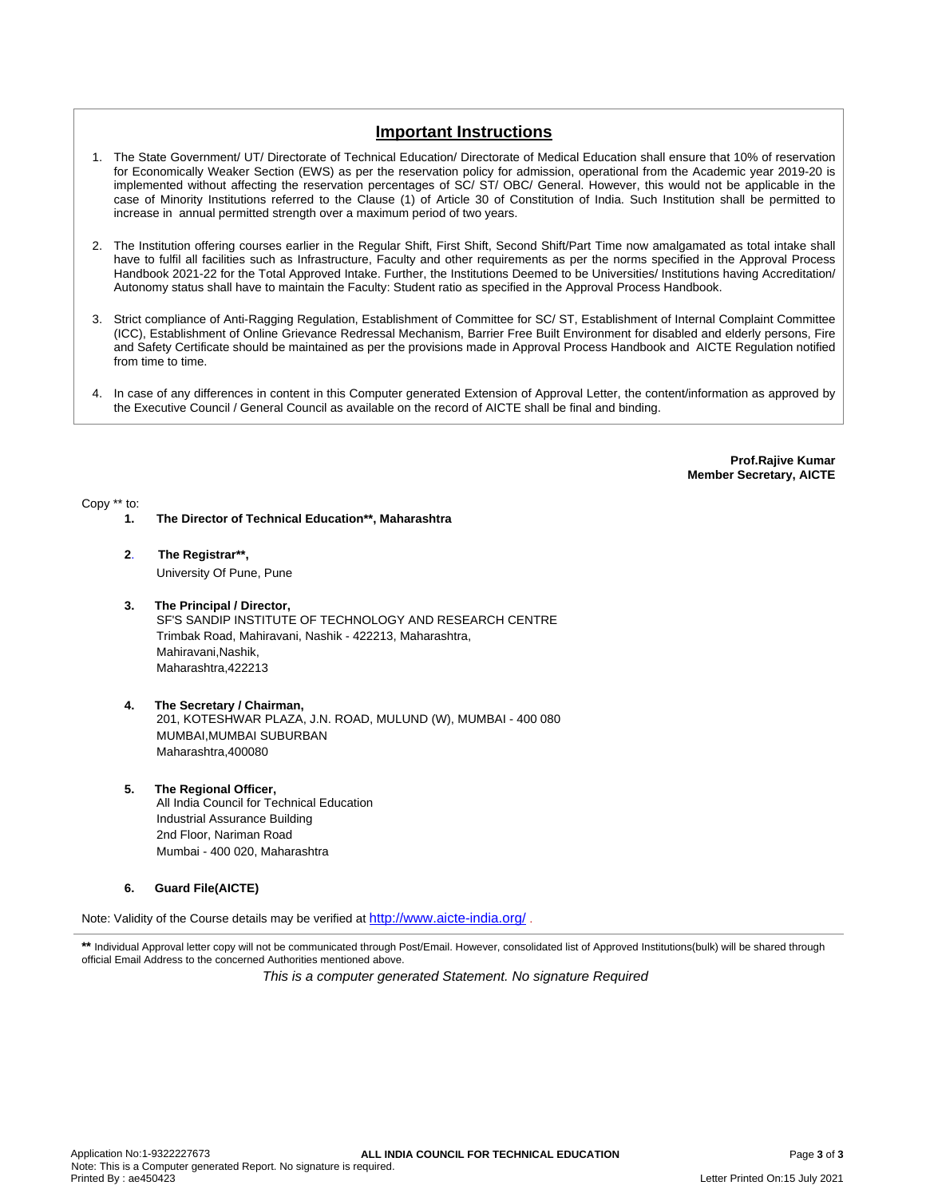## Important Instructions

1. The State Government/ UT/ Directorate of Technical Education/ Directorate of Medical Education shall ensure that 10% of reservation for Economically Weaker Section (EWS) as per the reservation policy for admission, operational from the Academic year 2019-20 is implemented without affecting the reservation percentages of SC/ ST/ OBC/ General. However, this would not be applicable in the case of Minority Institutions referred to the Clause (1) of Article 30 of Constitution of India. Such Institution shall be permitted to increase in annual permitted strength over a maximum period of two years.

2. The Institution offering courses earlier in the Regular Shift, First Shift, Second Shift/Part Time now amalgamated as total intake shall have to fulfil all facilities such as Infrastructure, Faculty and other requirements as per the norms specified in the Approval Process Handbook 2021-22 for the Total Approved Intake. Further, the Institutions Deemed to be Universities/ Institutions having Accreditation/ Autonomy status shall have to maintain the Faculty: Student ratio as specified in the Approval Process Handbook.

3. Strict compliance of Anti-Ragging Regulation, Establishment of Committee for SC/ ST, Establishment of Internal Complaint Committee (ICC), Establishment of Online Grievance Redressal Mechanism, Barrier Free Built Environment for disabled and elderly persons, Fire and Safety Certificate should be maintained as per the provisions made in Approval Process Handbook and AICTE Regulation notified from time to time.

4. In case of any differences in content in this Computer generated Extension of Approval Letter, the content/information as approved by the Executive Council / General Council as available on the record of AICTE shall be final and binding.

**Prof.Rajive Kumar**
**Member Secretary, AICTE**

Copy ** to:

1. **The Director of Technical Education**, Maharashtra**

2. **The Registrar**,**
   University Of Pune, Pune

3. **The Principal / Director,**
   SF'S SANDIP INSTITUTE OF TECHNOLOGY AND RESEARCH CENTRE
   Trimbak Road, Mahiravani, Nashik - 422213, Maharashtra,
   Mahiravani,Nashik,
   Maharashtra,422213

4. **The Secretary / Chairman,**
   201, KOTESHWAR PLAZA, J.N. ROAD, MULUND (W), MUMBAI - 400 080
   MUMBAI,MUMBAI SUBURBAN
   Maharashtra,400080

5. **The Regional Officer,**
   All India Council for Technical Education
   Industrial Assurance Building
   2nd Floor, Nariman Road
   Mumbai - 400 020, Maharashtra

6. **Guard File(AICTE)**

Note: Validity of the Course details may be verified at http://www.aicte-india.org/ .

**\*\*** Individual Approval letter copy will not be communicated through Post/Email. However, consolidated list of Approved Institutions(bulk) will be shared through official Email Address to the concerned Authorities mentioned above.

*This is a computer generated Statement. No signature Required*

Application No:1-9322227673
**ALL INDIA COUNCIL FOR TECHNICAL EDUCATION**
Note: This is a Computer generated Report. No signature is required.
Printed By : ae450423
Letter Printed On:15 July 2021